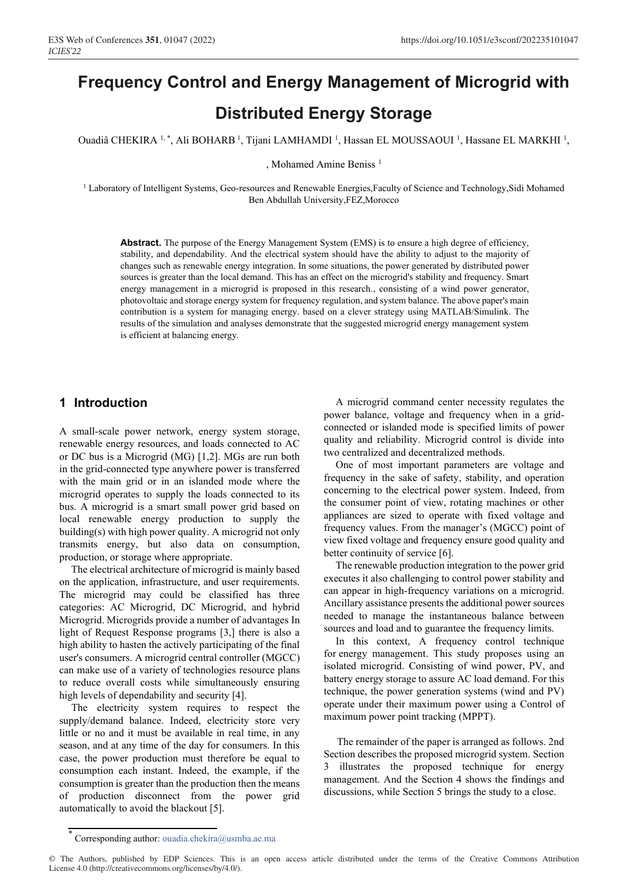# Frequency Control and Energy Management of Microgrid with Distributed Energy Storage

Ouadiâ CHEKIRA [1,*], Ali BOHARB [1], Tijani LAMHAMDI [1], Hassan EL MOUSSAOUI [1], Hassane EL MARKHI [1], , Mohamed Amine Beniss [1]

[1] Laboratory of Intelligent Systems, Geo-resources and Renewable Energies,Faculty of Science and Technology,Sidi Mohamed Ben Abdullah University,FEZ,Morocco

**Abstract.** The purpose of the Energy Management System (EMS) is to ensure a high degree of efficiency, stability, and dependability. And the electrical system should have the ability to adjust to the majority of changes such as renewable energy integration. In some situations, the power generated by distributed power sources is greater than the local demand. This has an effect on the microgrid's stability and frequency. Smart energy management in a microgrid is proposed in this research., consisting of a wind power generator, photovoltaic and storage energy system for frequency regulation, and system balance. The above paper's main contribution is a system for managing energy. based on a clever strategy using MATLAB/Simulink. The results of the simulation and analyses demonstrate that the suggested microgrid energy management system is efficient at balancing energy.

## 1 Introduction

A small-scale power network, energy system storage, renewable energy resources, and loads connected to AC or DC bus is a Microgrid (MG) [1,2]. MGs are run both in the grid-connected type anywhere power is transferred with the main grid or in an islanded mode where the microgrid operates to supply the loads connected to its bus. A microgrid is a smart small power grid based on local renewable energy production to supply the building(s) with high power quality. A microgrid not only transmits energy, but also data on consumption, production, or storage where appropriate.

The electrical architecture of microgrid is mainly based on the application, infrastructure, and user requirements. The microgrid may could be classified has three categories: AC Microgrid, DC Microgrid, and hybrid Microgrid. Microgrids provide a number of advantages In light of Request Response programs [3,] there is also a high ability to hasten the actively participating of the final user's consumers. A microgrid central controller (MGCC) can make use of a variety of technologies resource plans to reduce overall costs while simultaneously ensuring high levels of dependability and security [4].

The electricity system requires to respect the supply/demand balance. Indeed, electricity store very little or no and it must be available in real time, in any season, and at any time of the day for consumers. In this case, the power production must therefore be equal to consumption each instant. Indeed, the example, if the consumption is greater than the production then the means of production disconnect from the power grid automatically to avoid the blackout [5].

A microgrid command center necessity regulates the power balance, voltage and frequency when in a grid-connected or islanded mode is specified limits of power quality and reliability. Microgrid control is divide into two centralized and decentralized methods.

One of most important parameters are voltage and frequency in the sake of safety, stability, and operation concerning to the electrical power system. Indeed, from the consumer point of view, rotating machines or other appliances are sized to operate with fixed voltage and frequency values. From the manager's (MGCC) point of view fixed voltage and frequency ensure good quality and better continuity of service [6].

The renewable production integration to the power grid executes it also challenging to control power stability and can appear in high-frequency variations on a microgrid. Ancillary assistance presents the additional power sources needed to manage the instantaneous balance between sources and load and to guarantee the frequency limits.

In this context, A frequency control technique for energy management. This study proposes using an isolated microgrid. Consisting of wind power, PV, and battery energy storage to assure AC load demand. For this technique, the power generation systems (wind and PV) operate under their maximum power using a Control of maximum power point tracking (MPPT).

The remainder of the paper is arranged as follows. 2nd Section describes the proposed microgrid system. Section 3 illustrates the proposed technique for energy management. And the Section 4 shows the findings and discussions, while Section 5 brings the study to a close.

* Corresponding author: ouadia.chekira@usmba.ac.ma

© The Authors, published by EDP Sciences. This is an open access article distributed under the terms of the Creative Commons Attribution License 4.0 (http://creativecommons.org/licenses/by/4.0/).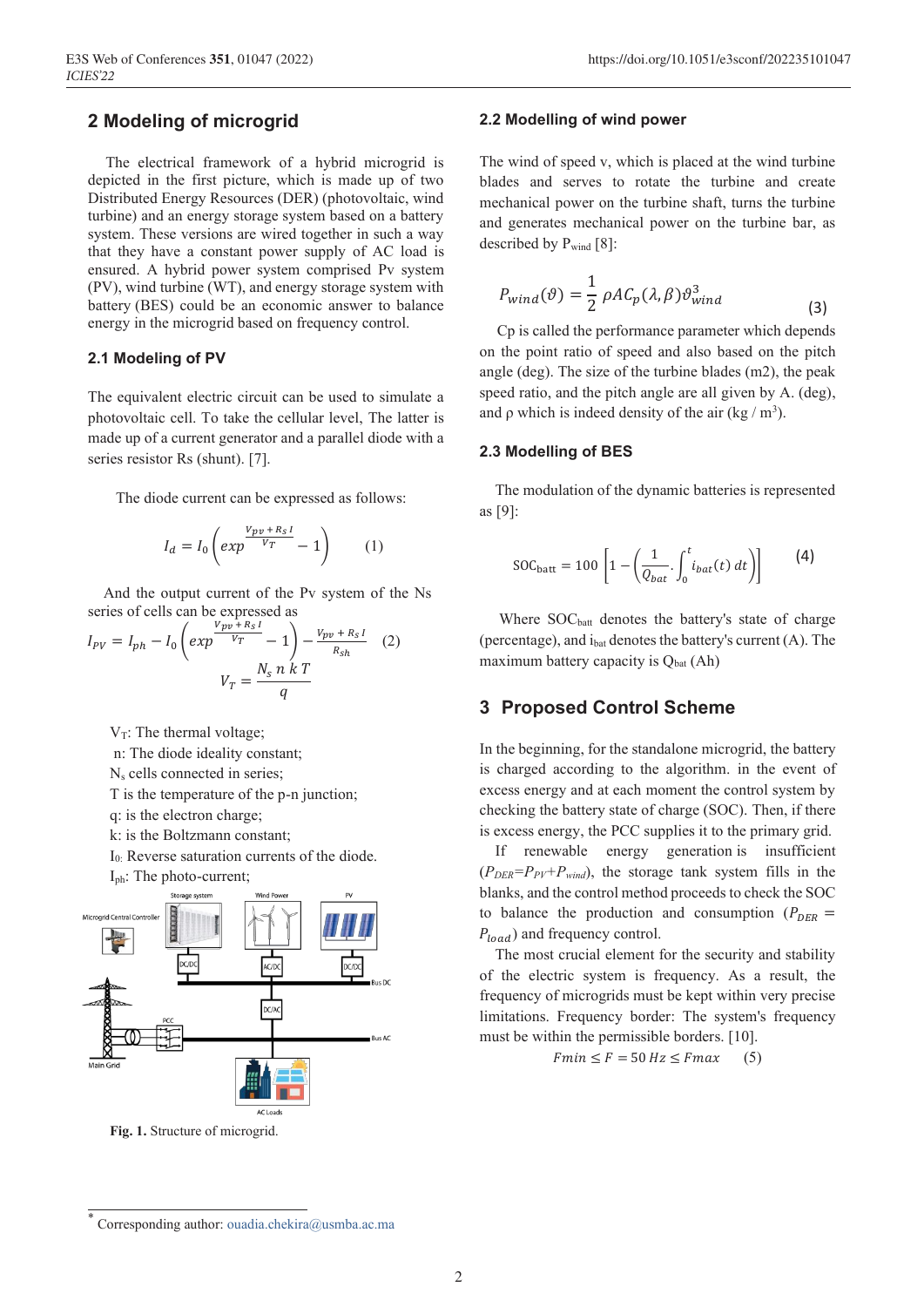## 2 Modeling of microgrid

The electrical framework of a hybrid microgrid is depicted in the first picture, which is made up of two Distributed Energy Resources (DER) (photovoltaic, wind turbine) and an energy storage system based on a battery system. These versions are wired together in such a way that they have a constant power supply of AC load is ensured. A hybrid power system comprised Pv system (PV), wind turbine (WT), and energy storage system with battery (BES) could be an economic answer to balance energy in the microgrid based on frequency control.

### 2.1 Modeling of PV

The equivalent electric circuit can be used to simulate a photovoltaic cell. To take the cellular level, The latter is made up of a current generator and a parallel diode with a series resistor Rs (shunt). [7].

The diode current can be expressed as follows:

$$I_d = I_0 \left( exp^{\frac{V_{pv} + R_S I}{V_T}} - 1 \right) \quad (1)$$

And the output current of the Pv system of the Ns series of cells can be expressed as

$$I_{PV} = I_{ph} - I_0 \left( exp^{\frac{V_{pv} + R_S I}{V_T}} - 1 \right) - \frac{V_{pv} + R_S I}{R_{sh}} \quad (2)$$

$$V_T = \frac{N_s \, n \, k \, T}{q}$$

$V_T$: The thermal voltage;
n: The diode ideality constant;
$N_s$ cells connected in series;
T is the temperature of the p-n junction;
q: is the electron charge;
k: is the Boltzmann constant;
$I_0$: Reverse saturation currents of the diode.
$I_{ph}$: The photo-current;

**Fig. 1.** Structure of microgrid.

### 2.2 Modelling of wind power

The wind of speed v, which is placed at the wind turbine blades and serves to rotate the turbine and create mechanical power on the turbine shaft, turns the turbine and generates mechanical power on the turbine bar, as described by $P_{wind}$ [8]:

$$P_{wind}(\vartheta) = \frac{1}{2} \rho A C_p(\lambda, \beta) \vartheta_{wind}^3 \quad (3)$$

Cp is called the performance parameter which depends on the point ratio of speed and also based on the pitch angle (deg). The size of the turbine blades (m2), the peak speed ratio, and the pitch angle are all given by A. (deg), and ρ which is indeed density of the air (kg / m$^3$).

### 2.3 Modelling of BES

The modulation of the dynamic batteries is represented as [9]:

$$\text{SOC}_{\text{batt}} = 100 \left[ 1 - \left( \frac{1}{Q_{bat}} . \int_0^t i_{bat}(t) \, dt \right) \right] \quad (4)$$

Where $\text{SOC}_{\text{batt}}$ denotes the battery's state of charge (percentage), and $i_{bat}$ denotes the battery's current (A). The maximum battery capacity is $Q_{bat}$ (Ah)

## 3 Proposed Control Scheme

In the beginning, for the standalone microgrid, the battery is charged according to the algorithm. in the event of excess energy and at each moment the control system by checking the battery state of charge (SOC). Then, if there is excess energy, the PCC supplies it to the primary grid.

If renewable energy generation is insufficient ($P_{DER}$=$P_{PV}$+$P_{wind}$), the storage tank system fills in the blanks, and the control method proceeds to check the SOC to balance the production and consumption ($P_{DER} = P_{load}$) and frequency control.

The most crucial element for the security and stability of the electric system is frequency. As a result, the frequency of microgrids must be kept within very precise limitations. Frequency border: The system's frequency must be within the permissible borders. [10].

$$Fmin \leq F = 50\,Hz \leq Fmax \quad (5)$$

* Corresponding author: ouadia.chekira@usmba.ac.ma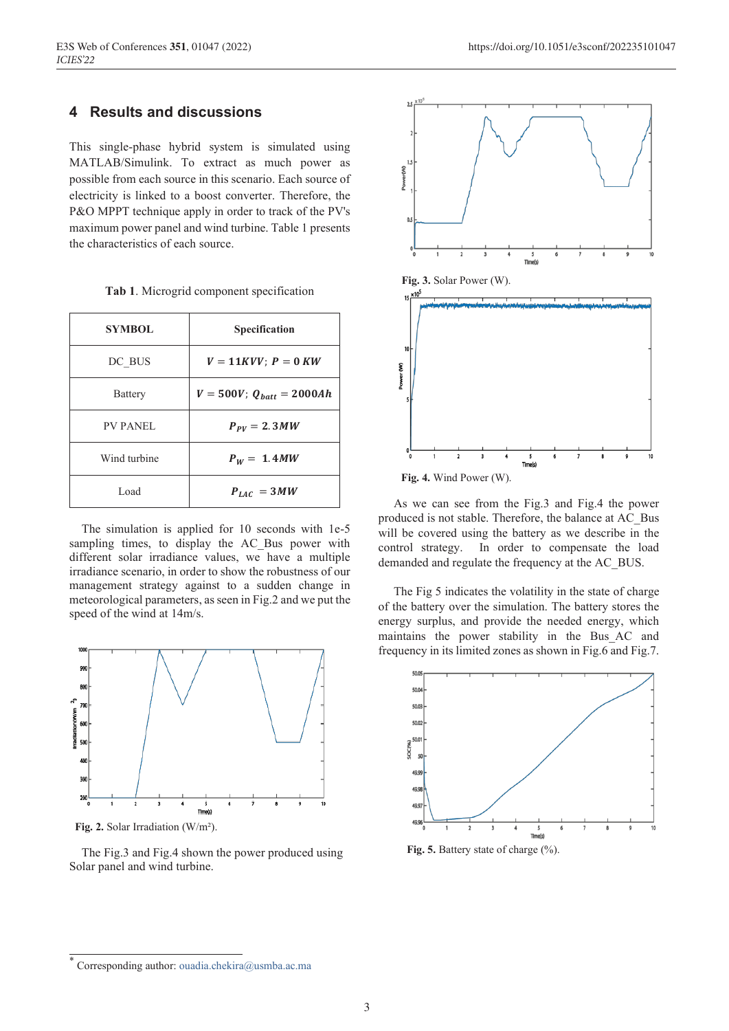## 4 Results and discussions

This single-phase hybrid system is simulated using MATLAB/Simulink. To extract as much power as possible from each source in this scenario. Each source of electricity is linked to a boost converter. Therefore, the P&O MPPT technique apply in order to track of the PV's maximum power panel and wind turbine. Table 1 presents the characteristics of each source.

**Tab 1**. Microgrid component specification

| SYMBOL | Specification |
|---|---|
| DC_BUS | $V = 11KVV;\ P = 0\ KW$ |
| Battery | $V = 500V;\ Q_{batt} = 2000Ah$ |
| PV PANEL | $P_{PV} = 2.3MW$ |
| Wind turbine | $P_W = 1.4MW$ |
| Load | $P_{LAC} = 3MW$ |

The simulation is applied for 10 seconds with 1e-5 sampling times, to display the AC_Bus power with different solar irradiance values, we have a multiple irradiance scenario, in order to show the robustness of our management strategy against to a sudden change in meteorological parameters, as seen in Fig.2 and we put the speed of the wind at 14m/s.

**Fig. 2.** Solar Irradiation (W/m²).

The Fig.3 and Fig.4 shown the power produced using Solar panel and wind turbine.

**Fig. 3.** Solar Power (W).

**Fig. 4.** Wind Power (W).

As we can see from the Fig.3 and Fig.4 the power produced is not stable. Therefore, the balance at AC_Bus will be covered using the battery as we describe in the control strategy. In order to compensate the load demanded and regulate the frequency at the AC_BUS.

The Fig 5 indicates the volatility in the state of charge of the battery over the simulation. The battery stores the energy surplus, and provide the needed energy, which maintains the power stability in the Bus_AC and frequency in its limited zones as shown in Fig.6 and Fig.7.

**Fig. 5.** Battery state of charge (%).

* Corresponding author: ouadia.chekira@usmba.ac.ma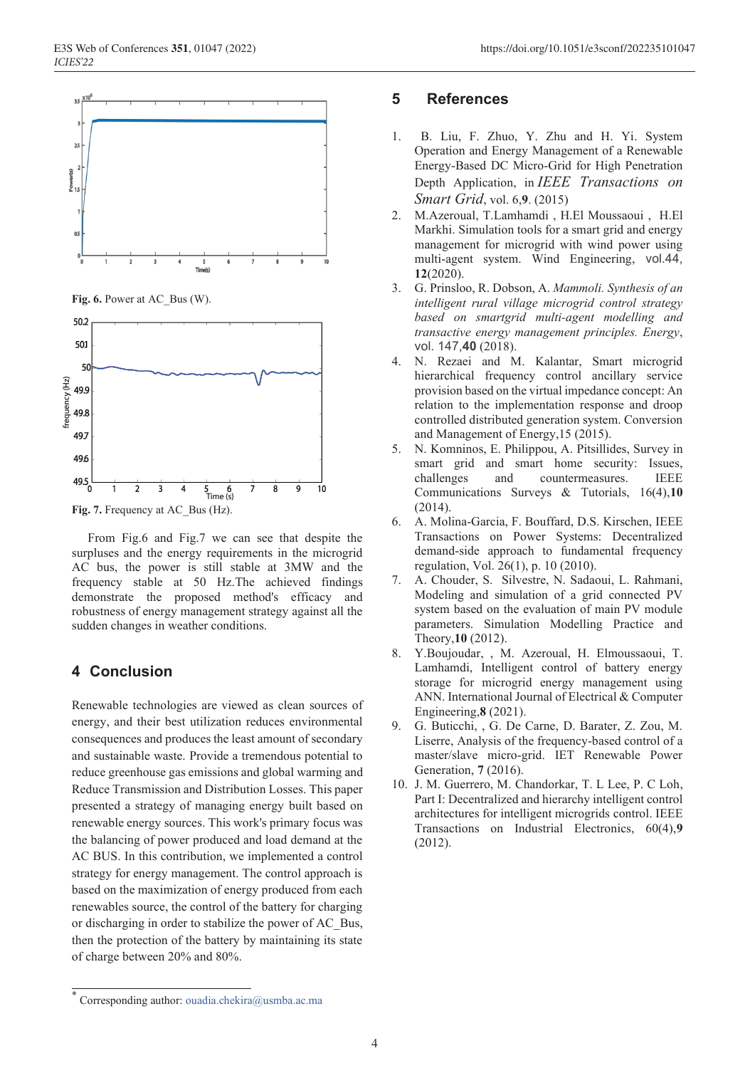x10^6

3.5

3

2.5

2

Power(s)

1.5

1

0.5

0

0 1 2 3 4 5 6 7 8 9 10

Time(s)

**Fig. 6.** Power at AC_Bus (W).

50.2

50.1

50

49.9

49.8

49.7

49.6

49.5

frequency (Hz)

0 1 2 3 4 5 6 7 8 9 10

Time (s)

**Fig. 7.** Frequency at AC_Bus (Hz).

From Fig.6 and Fig.7 we can see that despite the surpluses and the energy requirements in the microgrid AC bus, the power is still stable at 3MW and the frequency stable at 50 Hz.The achieved findings demonstrate the proposed method's efficacy and robustness of energy management strategy against all the sudden changes in weather conditions.

## 4 Conclusion

Renewable technologies are viewed as clean sources of energy, and their best utilization reduces environmental consequences and produces the least amount of secondary and sustainable waste. Provide a tremendous potential to reduce greenhouse gas emissions and global warming and Reduce Transmission and Distribution Losses. This paper presented a strategy of managing energy built based on renewable energy sources. This work's primary focus was the balancing of power produced and load demand at the AC BUS. In this contribution, we implemented a control strategy for energy management. The control approach is based on the maximization of energy produced from each renewables source, the control of the battery for charging or discharging in order to stabilize the power of AC_Bus, then the protection of the battery by maintaining its state of charge between 20% and 80%.

## 5 References

1. B. Liu, F. Zhuo, Y. Zhu and H. Yi. System Operation and Energy Management of a Renewable Energy-Based DC Micro-Grid for High Penetration Depth Application, in *IEEE Transactions on Smart Grid*, vol. 6,**9**. (2015)
2. M.Azeroual, T.Lamhamdi , H.El Moussaoui , H.El Markhi. Simulation tools for a smart grid and energy management for microgrid with wind power using multi-agent system. Wind Engineering, vol.44, **12**(2020).
3. G. Prinsloo, R. Dobson, A. *Mammoli. Synthesis of an intelligent rural village microgrid control strategy based on smartgrid multi-agent modelling and transactive energy management principles. Energy*, vol. 147,**40** (2018).
4. N. Rezaei and M. Kalantar, Smart microgrid hierarchical frequency control ancillary service provision based on the virtual impedance concept: An relation to the implementation response and droop controlled distributed generation system. Conversion and Management of Energy,15 (2015).
5. N. Komninos, E. Philippou, A. Pitsillides, Survey in smart grid and smart home security: Issues, challenges and countermeasures. IEEE Communications Surveys & Tutorials, 16(4),**10** (2014).
6. A. Molina-Garcia, F. Bouffard, D.S. Kirschen, IEEE Transactions on Power Systems: Decentralized demand-side approach to fundamental frequency regulation, Vol. 26(1), p. 10 (2010).
7. A. Chouder, S. Silvestre, N. Sadaoui, L. Rahmani, Modeling and simulation of a grid connected PV system based on the evaluation of main PV module parameters. Simulation Modelling Practice and Theory,**10** (2012).
8. Y.Boujoudar, , M. Azeroual, H. Elmoussaoui, T. Lamhamdi, Intelligent control of battery energy storage for microgrid energy management using ANN. International Journal of Electrical & Computer Engineering,**8** (2021).
9. G. Buticchi, , G. De Carne, D. Barater, Z. Zou, M. Liserre, Analysis of the frequency-based control of a master/slave micro-grid. IET Renewable Power Generation, **7** (2016).
10. J. M. Guerrero, M. Chandorkar, T. L Lee, P. C Loh, Part I: Decentralized and hierarchy intelligent control architectures for intelligent microgrids control. IEEE Transactions on Industrial Electronics, 60(4),**9** (2012).

* Corresponding author: ouadia.chekira@usmba.ac.ma